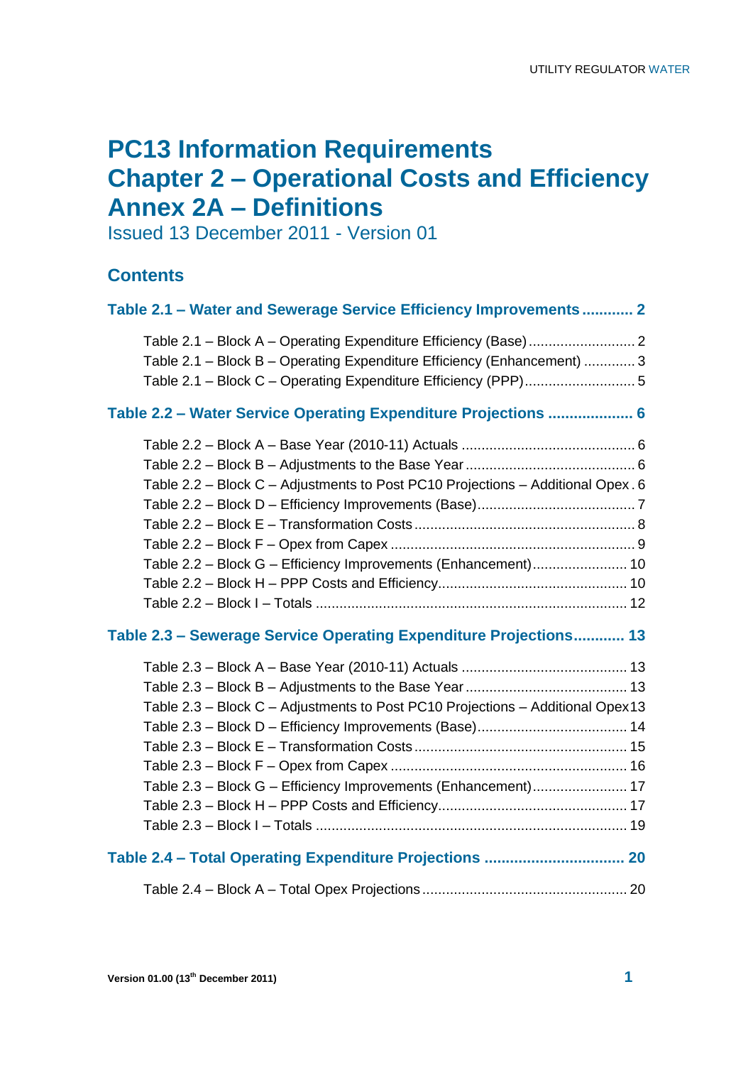# PC13 Information Requirements
# Chapter 2 – Operational Costs and Efficiency
# Annex 2A – Definitions

Issued 13 December 2011 - Version 01

## Contents

**Table 2.1 – Water and Sewerage Service Efficiency Improvements ............ 2**

- Table 2.1 – Block A – Operating Expenditure Efficiency (Base) ........................... 2
- Table 2.1 – Block B – Operating Expenditure Efficiency (Enhancement) ............. 3
- Table 2.1 – Block C – Operating Expenditure Efficiency (PPP)............................ 5

**Table 2.2 – Water Service Operating Expenditure Projections .................... 6**

- Table 2.2 – Block A – Base Year (2010-11) Actuals ............................................ 6
- Table 2.2 – Block B – Adjustments to the Base Year ........................................... 6
- Table 2.2 – Block C – Adjustments to Post PC10 Projections – Additional Opex . 6
- Table 2.2 – Block D – Efficiency Improvements (Base)........................................ 7
- Table 2.2 – Block E – Transformation Costs ........................................................ 8
- Table 2.2 – Block F – Opex from Capex .............................................................. 9
- Table 2.2 – Block G – Efficiency Improvements (Enhancement)........................ 10
- Table 2.2 – Block H – PPP Costs and Efficiency................................................ 10
- Table 2.2 – Block I – Totals ............................................................................... 12

**Table 2.3 – Sewerage Service Operating Expenditure Projections............ 13**

- Table 2.3 – Block A – Base Year (2010-11) Actuals .......................................... 13
- Table 2.3 – Block B – Adjustments to the Base Year ......................................... 13
- Table 2.3 – Block C – Adjustments to Post PC10 Projections – Additional Opex13
- Table 2.3 – Block D – Efficiency Improvements (Base)...................................... 14
- Table 2.3 – Block E – Transformation Costs ...................................................... 15
- Table 2.3 – Block F – Opex from Capex ............................................................ 16
- Table 2.3 – Block G – Efficiency Improvements (Enhancement)........................ 17
- Table 2.3 – Block H – PPP Costs and Efficiency................................................ 17
- Table 2.3 – Block I – Totals ............................................................................... 19

**Table 2.4 – Total Operating Expenditure Projections ................................ 20**

- Table 2.4 – Block A – Total Opex Projections .................................................... 20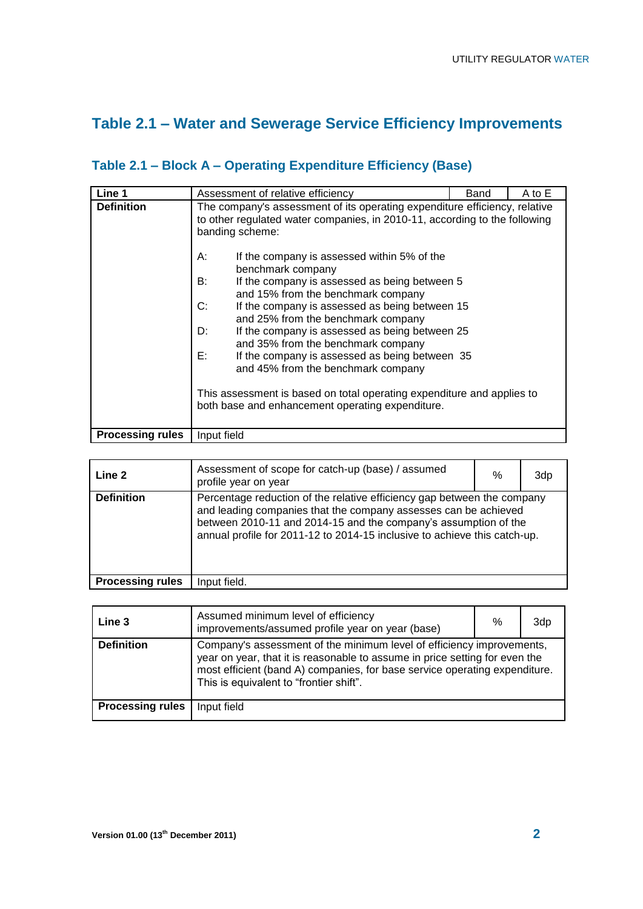## Table 2.1 – Water and Sewerage Service Efficiency Improvements

### Table 2.1 – Block A – Operating Expenditure Efficiency (Base)

| **Line 1** | Assessment of relative efficiency | Band | A to E |
|---|---|---|---|
| **Definition** | The company's assessment of its operating expenditure efficiency, relative to other regulated water companies, in 2010-11, according to the following banding scheme:<br><br>A: If the company is assessed within 5% of the benchmark company<br>B: If the company is assessed as being between 5 and 15% from the benchmark company<br>C: If the company is assessed as being between 15 and 25% from the benchmark company<br>D: If the company is assessed as being between 25 and 35% from the benchmark company<br>E: If the company is assessed as being between 35 and 45% from the benchmark company<br><br>This assessment is based on total operating expenditure and applies to both base and enhancement operating expenditure. | | |
| **Processing rules** | Input field | | |

| **Line 2** | Assessment of scope for catch-up (base) / assumed profile year on year | % | 3dp |
|---|---|---|---|
| **Definition** | Percentage reduction of the relative efficiency gap between the company and leading companies that the company assesses can be achieved between 2010-11 and 2014-15 and the company's assumption of the annual profile for 2011-12 to 2014-15 inclusive to achieve this catch-up. | | |
| **Processing rules** | Input field. | | |

| **Line 3** | Assumed minimum level of efficiency improvements/assumed profile year on year (base) | % | 3dp |
|---|---|---|---|
| **Definition** | Company's assessment of the minimum level of efficiency improvements, year on year, that it is reasonable to assume in price setting for even the most efficient (band A) companies, for base service operating expenditure. This is equivalent to "frontier shift". | | |
| **Processing rules** | Input field | | |

**Version 01.00 (13th December 2011)**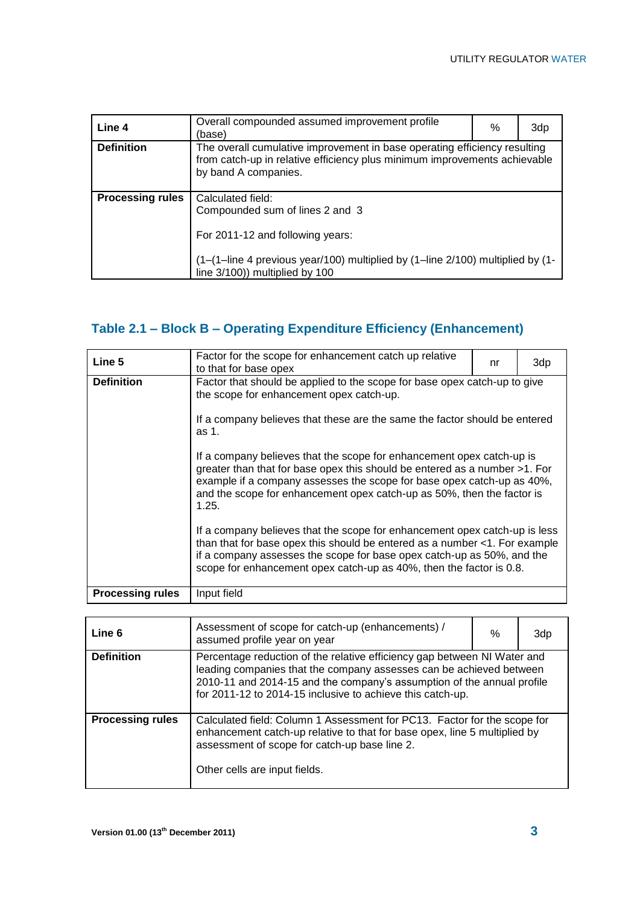| Line 4 | Overall compounded assumed improvement profile (base) | % | 3dp |
|---|---|---|---|
| **Definition** | The overall cumulative improvement in base operating efficiency resulting from catch-up in relative efficiency plus minimum improvements achievable by band A companies. | | |
| **Processing rules** | Calculated field:<br>Compounded sum of lines 2 and 3<br><br>For 2011-12 and following years:<br><br>(1–(1–line 4 previous year/100) multiplied by (1–line 2/100) multiplied by (1-line 3/100)) multiplied by 100 | | |

## Table 2.1 – Block B – Operating Expenditure Efficiency (Enhancement)

| Line 5 | Factor for the scope for enhancement catch up relative to that for base opex | nr | 3dp |
|---|---|---|---|
| **Definition** | Factor that should be applied to the scope for base opex catch-up to give the scope for enhancement opex catch-up.<br><br>If a company believes that these are the same the factor should be entered as 1.<br><br>If a company believes that the scope for enhancement opex catch-up is greater than that for base opex this should be entered as a number >1. For example if a company assesses the scope for base opex catch-up as 40%, and the scope for enhancement opex catch-up as 50%, then the factor is 1.25.<br><br>If a company believes that the scope for enhancement opex catch-up is less than that for base opex this should be entered as a number <1. For example if a company assesses the scope for base opex catch-up as 50%, and the scope for enhancement opex catch-up as 40%, then the factor is 0.8. | | |
| **Processing rules** | Input field | | |

| Line 6 | Assessment of scope for catch-up (enhancements) / assumed profile year on year | % | 3dp |
|---|---|---|---|
| **Definition** | Percentage reduction of the relative efficiency gap between NI Water and leading companies that the company assesses can be achieved between 2010-11 and 2014-15 and the company's assumption of the annual profile for 2011-12 to 2014-15 inclusive to achieve this catch-up. | | |
| **Processing rules** | Calculated field: Column 1 Assessment for PC13. Factor for the scope for enhancement catch-up relative to that for base opex, line 5 multiplied by assessment of scope for catch-up base line 2.<br><br>Other cells are input fields. | | |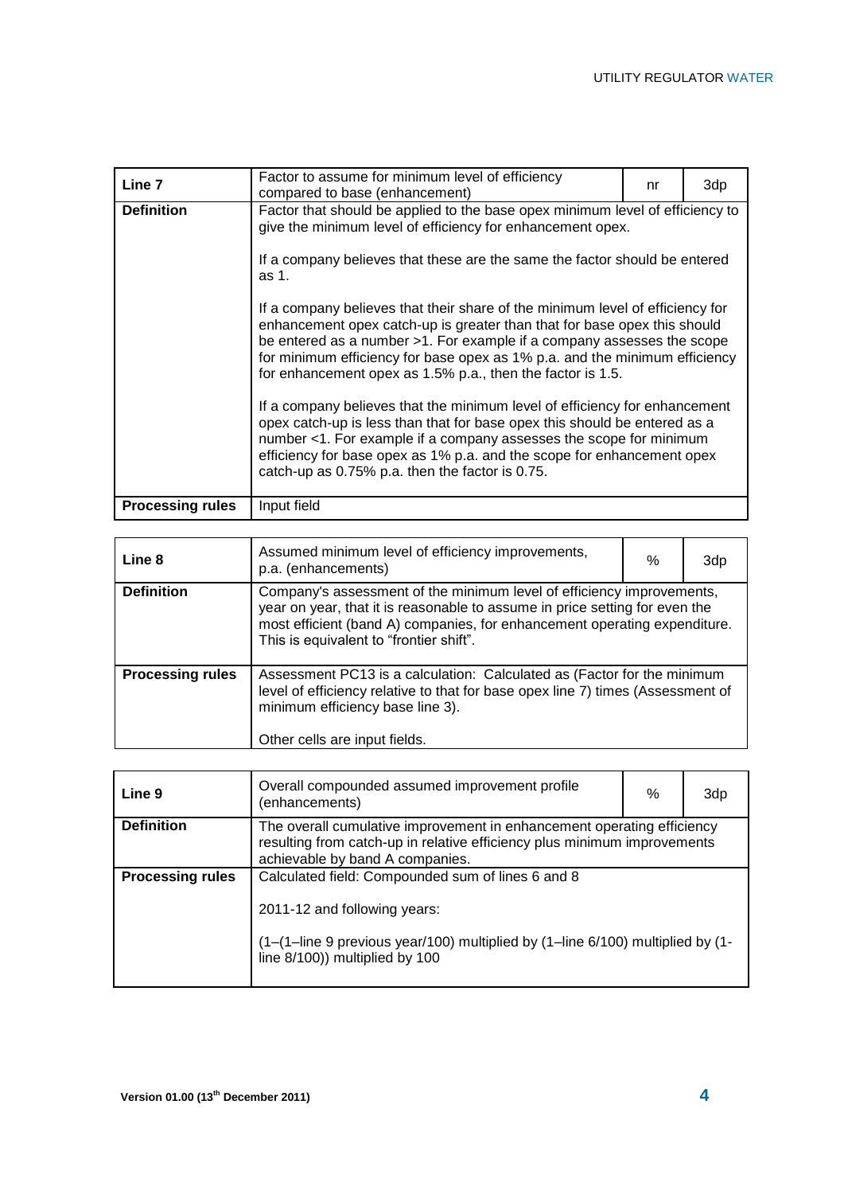| Line 7 | Factor to assume for minimum level of efficiency compared to base (enhancement) | nr | 3dp |
|---|---|---|---|
| **Definition** | Factor that should be applied to the base opex minimum level of efficiency to give the minimum level of efficiency for enhancement opex.<br><br>If a company believes that these are the same the factor should be entered as 1.<br><br>If a company believes that their share of the minimum level of efficiency for enhancement opex catch-up is greater than that for base opex this should be entered as a number >1. For example if a company assesses the scope for minimum efficiency for base opex as 1% p.a. and the minimum efficiency for enhancement opex as 1.5% p.a., then the factor is 1.5.<br><br>If a company believes that the minimum level of efficiency for enhancement opex catch-up is less than that for base opex this should be entered as a number <1. For example if a company assesses the scope for minimum efficiency for base opex as 1% p.a. and the scope for enhancement opex catch-up as 0.75% p.a. then the factor is 0.75. | | |
| **Processing rules** | Input field | | |

| Line 8 | Assumed minimum level of efficiency improvements, p.a. (enhancements) | % | 3dp |
|---|---|---|---|
| **Definition** | Company's assessment of the minimum level of efficiency improvements, year on year, that it is reasonable to assume in price setting for even the most efficient (band A) companies, for enhancement operating expenditure. This is equivalent to "frontier shift". | | |
| **Processing rules** | Assessment PC13 is a calculation: Calculated as (Factor for the minimum level of efficiency relative to that for base opex line 7) times (Assessment of minimum efficiency base line 3).<br><br>Other cells are input fields. | | |

| Line 9 | Overall compounded assumed improvement profile (enhancements) | % | 3dp |
|---|---|---|---|
| **Definition** | The overall cumulative improvement in enhancement operating efficiency resulting from catch-up in relative efficiency plus minimum improvements achievable by band A companies. | | |
| **Processing rules** | Calculated field: Compounded sum of lines 6 and 8<br><br>2011-12 and following years:<br><br>(1–(1–line 9 previous year/100) multiplied by (1–line 6/100) multiplied by (1-line 8/100)) multiplied by 100 | | |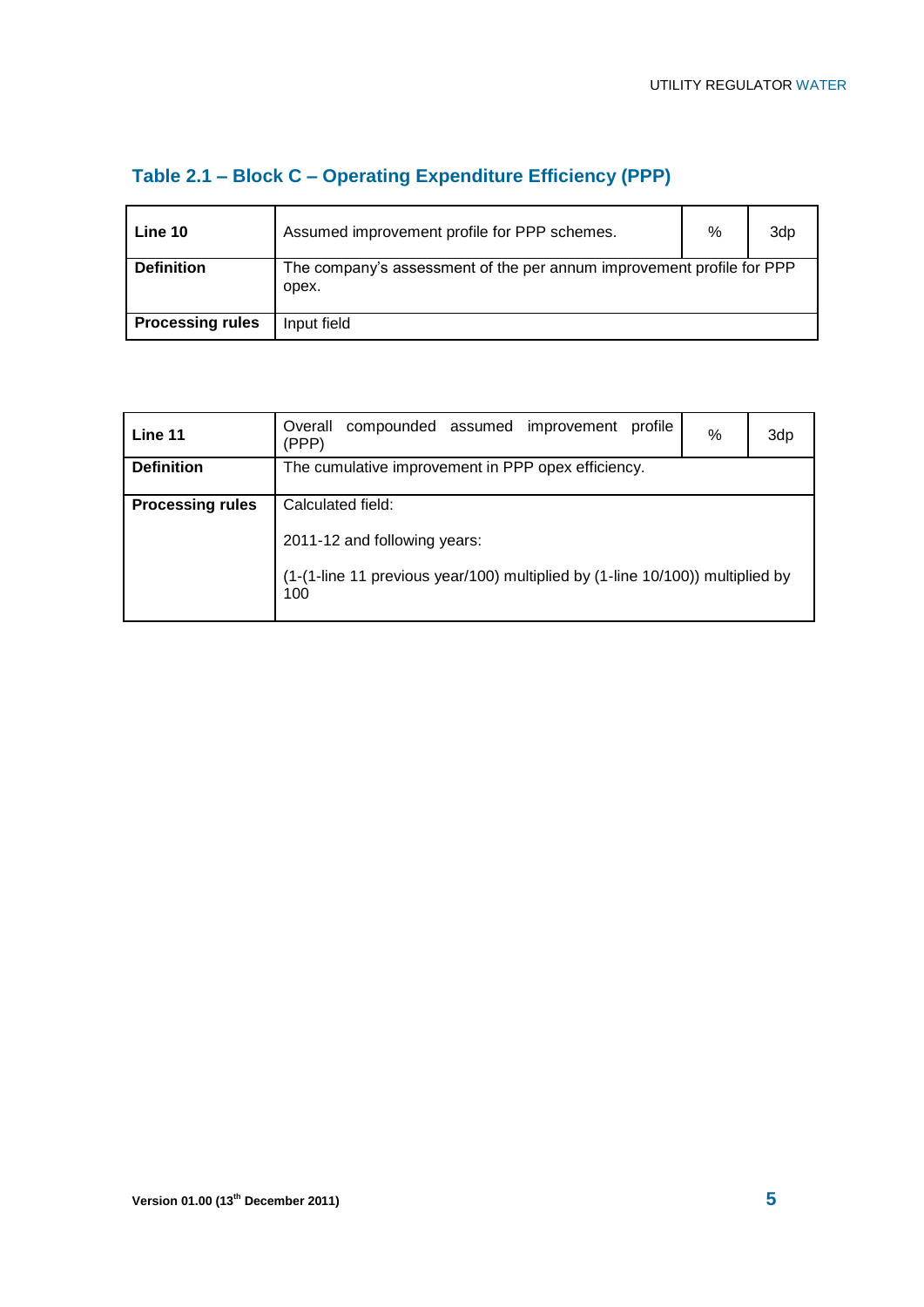### Table 2.1 – Block C – Operating Expenditure Efficiency (PPP)

| **Line 10** | Assumed improvement profile for PPP schemes. | % | 3dp |
|---|---|---|---|
| **Definition** | The company's assessment of the per annum improvement profile for PPP opex. | | |
| **Processing rules** | Input field | | |

| **Line 11** | Overall compounded assumed improvement profile (PPP) | % | 3dp |
|---|---|---|---|
| **Definition** | The cumulative improvement in PPP opex efficiency. | | |
| **Processing rules** | Calculated field:<br><br>2011-12 and following years:<br><br>(1-(1-line 11 previous year/100) multiplied by (1-line 10/100)) multiplied by 100 | | |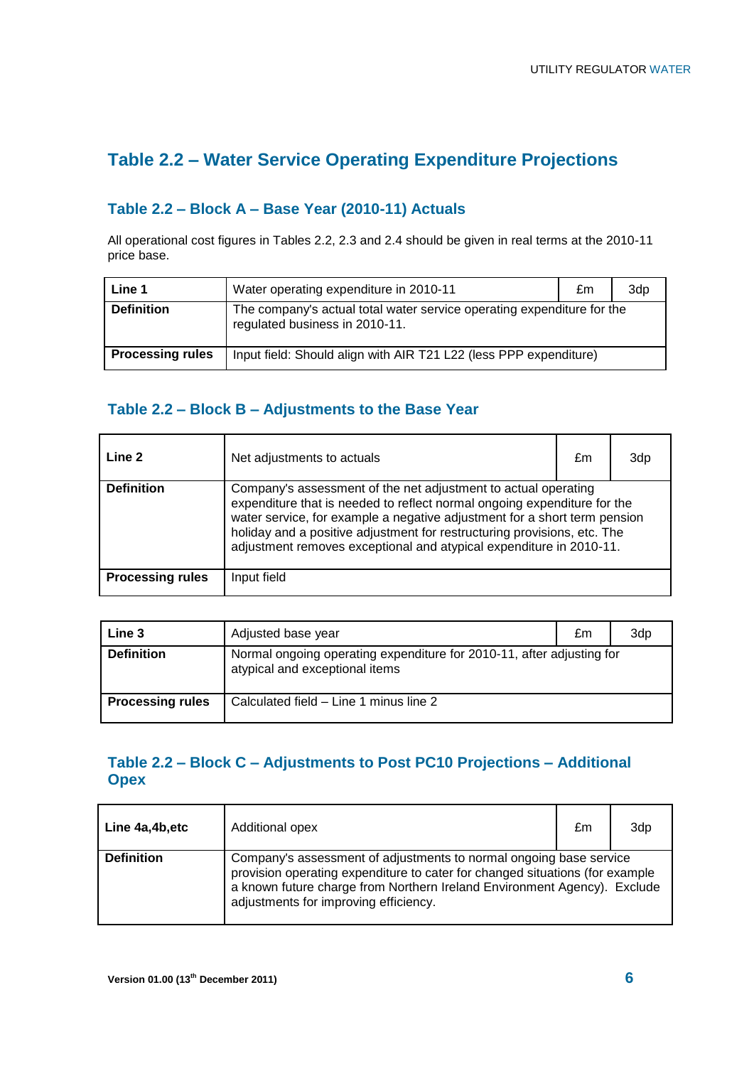## Table 2.2 – Water Service Operating Expenditure Projections

### Table 2.2 – Block A – Base Year (2010-11) Actuals

All operational cost figures in Tables 2.2, 2.3 and 2.4 should be given in real terms at the 2010-11 price base.

| **Line 1** | Water operating expenditure in 2010-11 | £m | 3dp |
|---|---|---|---|
| **Definition** | The company's actual total water service operating expenditure for the regulated business in 2010-11. | | |
| **Processing rules** | Input field: Should align with AIR T21 L22 (less PPP expenditure) | | |

### Table 2.2 – Block B – Adjustments to the Base Year

| **Line 2** | Net adjustments to actuals | £m | 3dp |
|---|---|---|---|
| **Definition** | Company's assessment of the net adjustment to actual operating expenditure that is needed to reflect normal ongoing expenditure for the water service, for example a negative adjustment for a short term pension holiday and a positive adjustment for restructuring provisions, etc. The adjustment removes exceptional and atypical expenditure in 2010-11. | | |
| **Processing rules** | Input field | | |

| **Line 3** | Adjusted base year | £m | 3dp |
|---|---|---|---|
| **Definition** | Normal ongoing operating expenditure for 2010-11, after adjusting for atypical and exceptional items | | |
| **Processing rules** | Calculated field – Line 1 minus line 2 | | |

### Table 2.2 – Block C – Adjustments to Post PC10 Projections – Additional Opex

| **Line 4a,4b,etc** | Additional opex | £m | 3dp |
|---|---|---|---|
| **Definition** | Company's assessment of adjustments to normal ongoing base service provision operating expenditure to cater for changed situations (for example a known future charge from Northern Ireland Environment Agency). Exclude adjustments for improving efficiency. | | |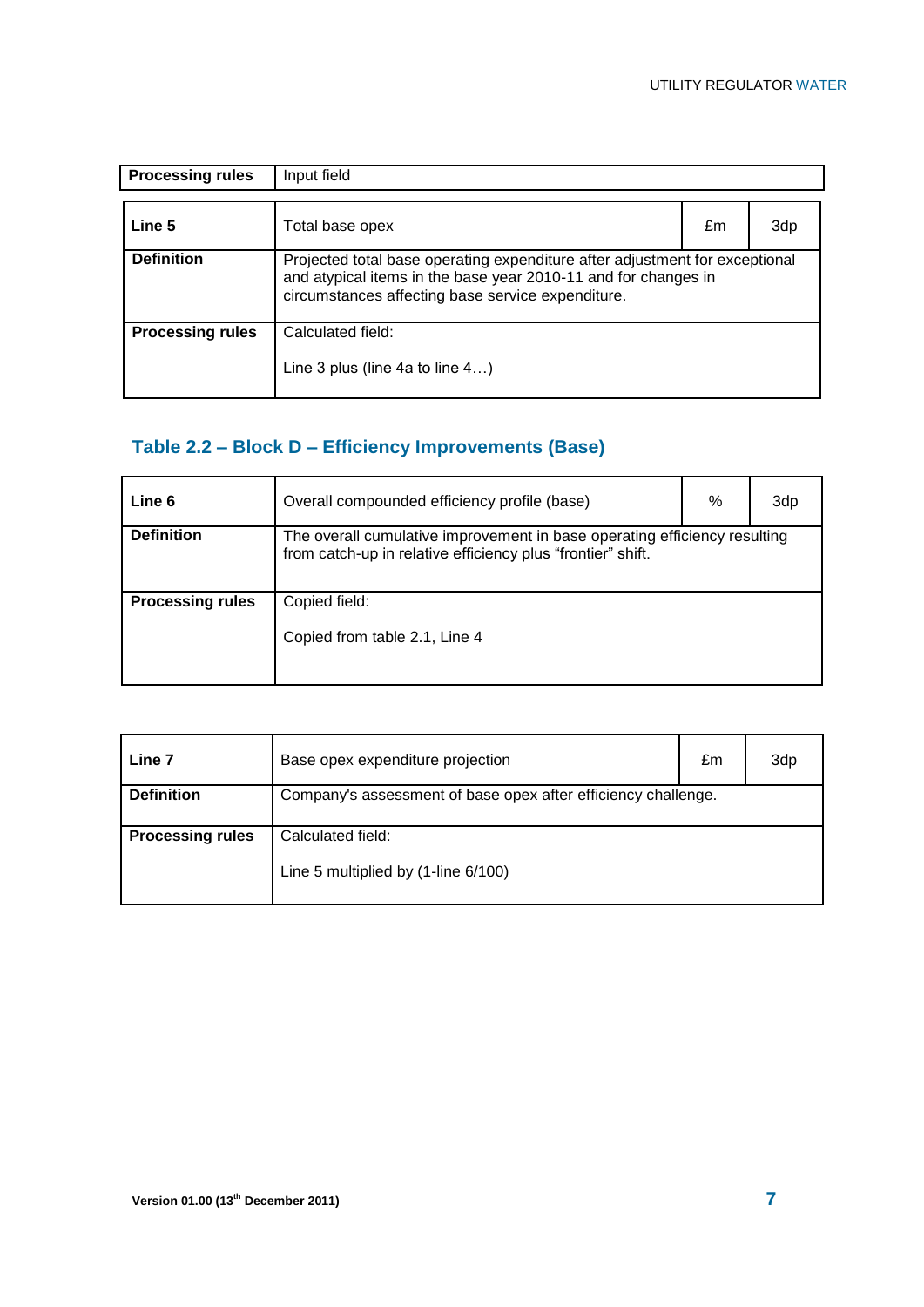| Processing rules | Input field |
|---|---|

| Line 5 | Total base opex | £m | 3dp |
|---|---|---|---|
| Definition | Projected total base operating expenditure after adjustment for exceptional and atypical items in the base year 2010-11 and for changes in circumstances affecting base service expenditure. | | |
| Processing rules | Calculated field:<br><br>Line 3 plus (line 4a to line 4…) | | |

## Table 2.2 – Block D – Efficiency Improvements (Base)

| Line 6 | Overall compounded efficiency profile (base) | % | 3dp |
|---|---|---|---|
| Definition | The overall cumulative improvement in base operating efficiency resulting from catch-up in relative efficiency plus "frontier" shift. | | |
| Processing rules | Copied field:<br><br>Copied from table 2.1, Line 4 | | |

| Line 7 | Base opex expenditure projection | £m | 3dp |
|---|---|---|---|
| Definition | Company's assessment of base opex after efficiency challenge. | | |
| Processing rules | Calculated field:<br><br>Line 5 multiplied by (1-line 6/100) | | |

Version 01.00 (13th December 2011)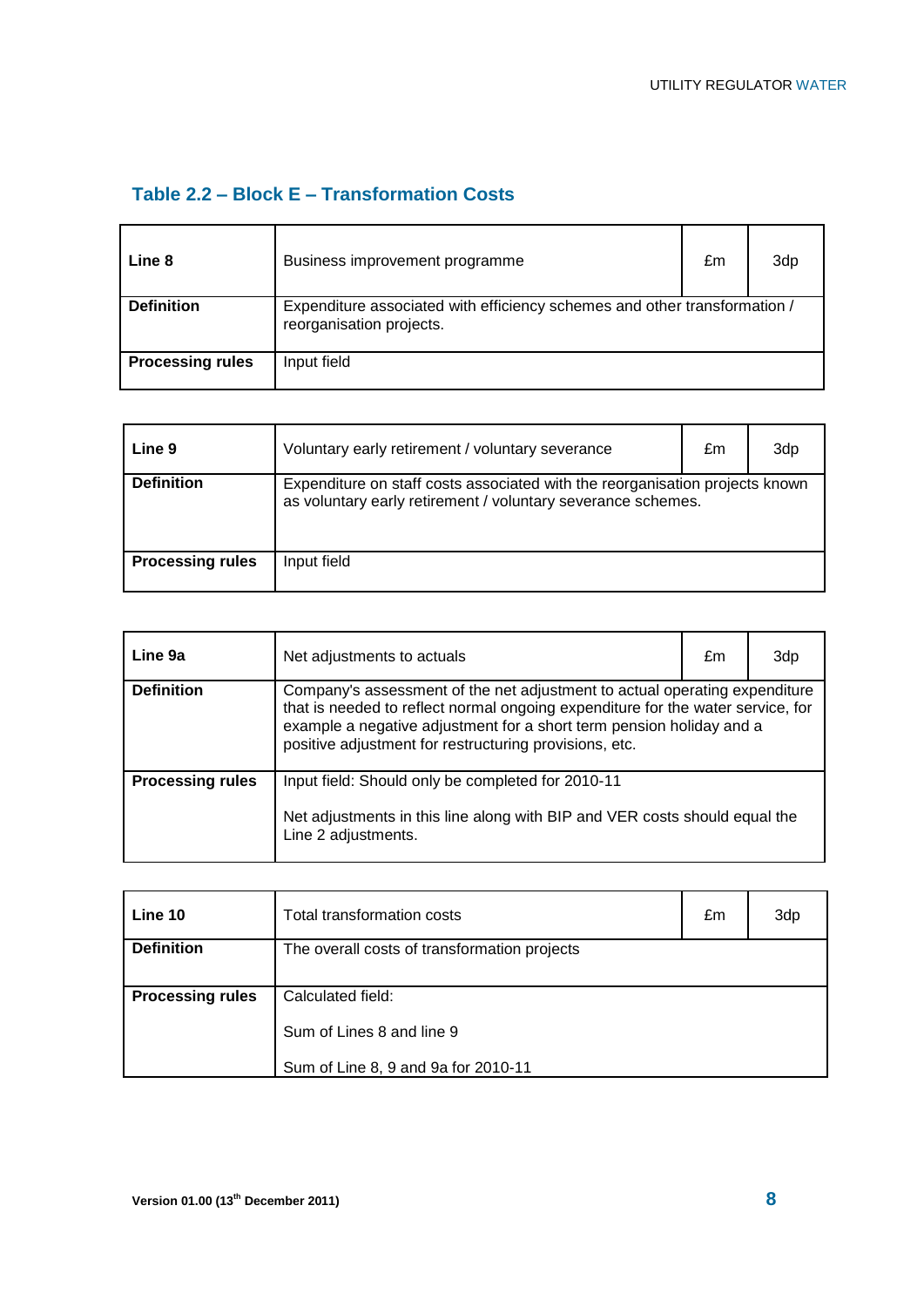## Table 2.2 – Block E – Transformation Costs

| Line 8 | Business improvement programme | £m | 3dp |
|---|---|---|---|
| **Definition** | Expenditure associated with efficiency schemes and other transformation / reorganisation projects. | | |
| **Processing rules** | Input field | | |

| Line 9 | Voluntary early retirement / voluntary severance | £m | 3dp |
|---|---|---|---|
| **Definition** | Expenditure on staff costs associated with the reorganisation projects known as voluntary early retirement / voluntary severance schemes. | | |
| **Processing rules** | Input field | | |

| Line 9a | Net adjustments to actuals | £m | 3dp |
|---|---|---|---|
| **Definition** | Company's assessment of the net adjustment to actual operating expenditure that is needed to reflect normal ongoing expenditure for the water service, for example a negative adjustment for a short term pension holiday and a positive adjustment for restructuring provisions, etc. | | |
| **Processing rules** | Input field: Should only be completed for 2010-11<br><br>Net adjustments in this line along with BIP and VER costs should equal the Line 2 adjustments. | | |

| Line 10 | Total transformation costs | £m | 3dp |
|---|---|---|---|
| **Definition** | The overall costs of transformation projects | | |
| **Processing rules** | Calculated field:<br><br>Sum of Lines 8 and line 9<br><br>Sum of Line 8, 9 and 9a for 2010-11 | | |

Version 01.00 (13th December 2011)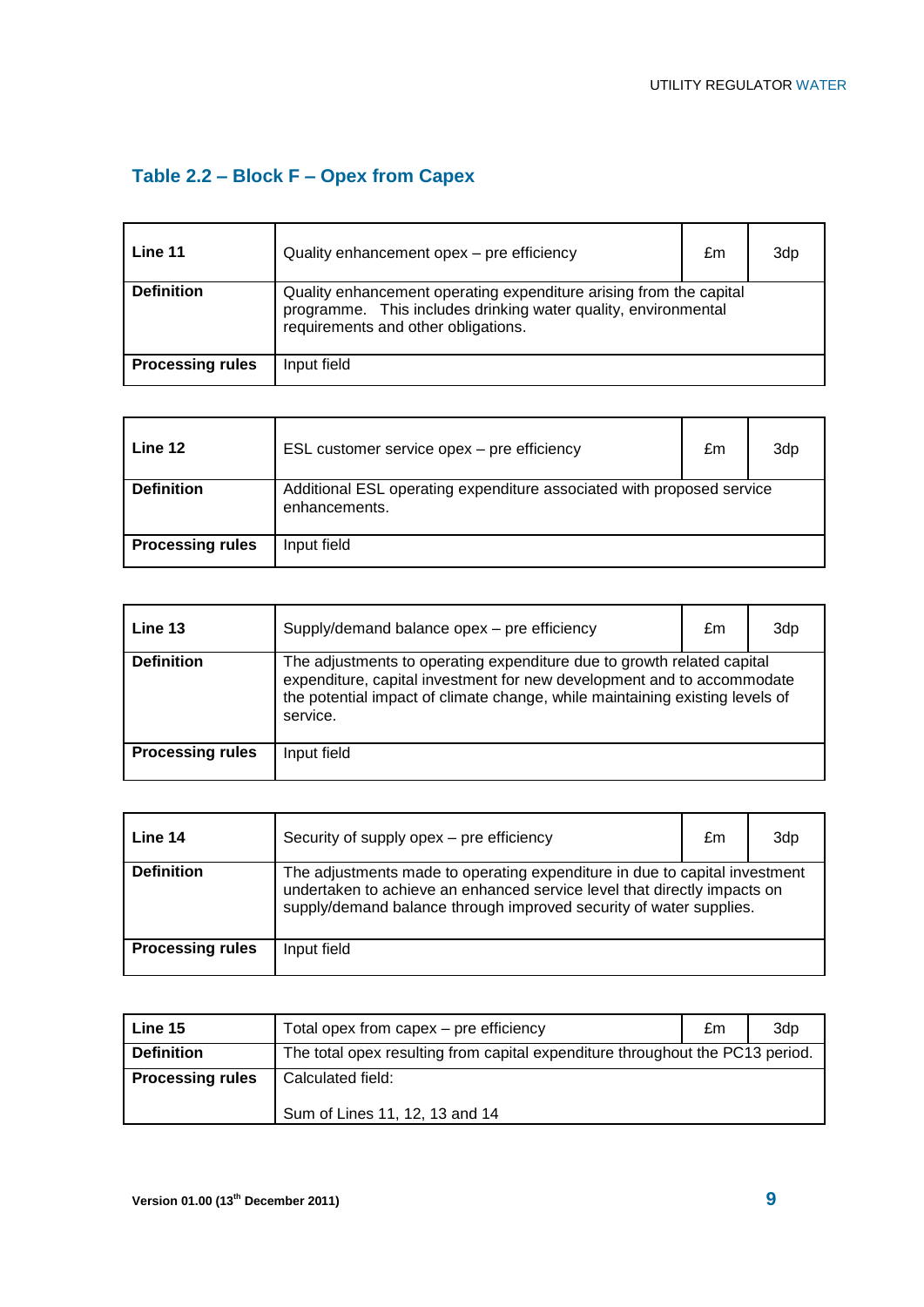## Table 2.2 – Block F – Opex from Capex

| **Line 11** | Quality enhancement opex – pre efficiency | £m | 3dp |
|---|---|---|---|
| **Definition** | Quality enhancement operating expenditure arising from the capital programme. This includes drinking water quality, environmental requirements and other obligations. | | |
| **Processing rules** | Input field | | |

| **Line 12** | ESL customer service opex – pre efficiency | £m | 3dp |
|---|---|---|---|
| **Definition** | Additional ESL operating expenditure associated with proposed service enhancements. | | |
| **Processing rules** | Input field | | |

| **Line 13** | Supply/demand balance opex – pre efficiency | £m | 3dp |
|---|---|---|---|
| **Definition** | The adjustments to operating expenditure due to growth related capital expenditure, capital investment for new development and to accommodate the potential impact of climate change, while maintaining existing levels of service. | | |
| **Processing rules** | Input field | | |

| **Line 14** | Security of supply opex – pre efficiency | £m | 3dp |
|---|---|---|---|
| **Definition** | The adjustments made to operating expenditure in due to capital investment undertaken to achieve an enhanced service level that directly impacts on supply/demand balance through improved security of water supplies. | | |
| **Processing rules** | Input field | | |

| **Line 15** | Total opex from capex – pre efficiency | £m | 3dp |
|---|---|---|---|
| **Definition** | The total opex resulting from capital expenditure throughout the PC13 period. | | |
| **Processing rules** | Calculated field:<br><br>Sum of Lines 11, 12, 13 and 14 | | |

Version 01.00 (13th December 2011)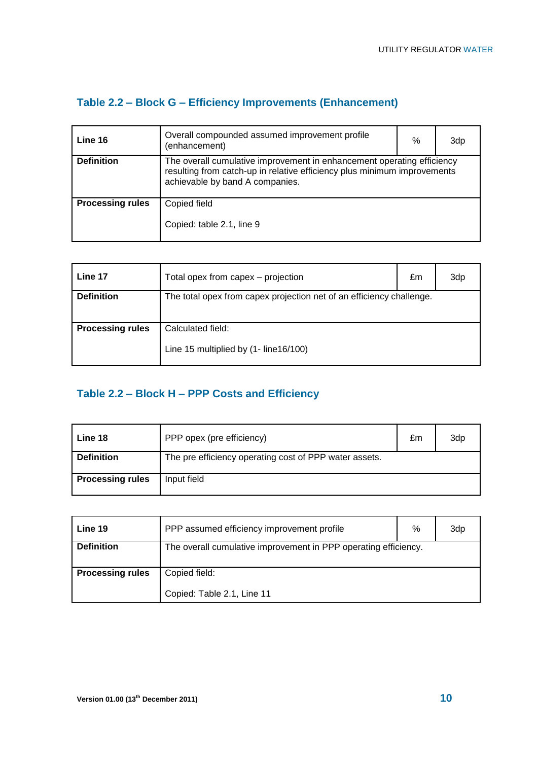### Table 2.2 – Block G – Efficiency Improvements (Enhancement)

| **Line 16** | Overall compounded assumed improvement profile (enhancement) | % | 3dp |
|---|---|---|---|
| **Definition** | The overall cumulative improvement in enhancement operating efficiency resulting from catch-up in relative efficiency plus minimum improvements achievable by band A companies. | | |
| **Processing rules** | Copied field<br><br>Copied: table 2.1, line 9 | | |

| **Line 17** | Total opex from capex – projection | £m | 3dp |
|---|---|---|---|
| **Definition** | The total opex from capex projection net of an efficiency challenge. | | |
| **Processing rules** | Calculated field:<br><br>Line 15 multiplied by (1- line16/100) | | |

### Table 2.2 – Block H – PPP Costs and Efficiency

| **Line 18** | PPP opex (pre efficiency) | £m | 3dp |
|---|---|---|---|
| **Definition** | The pre efficiency operating cost of PPP water assets. | | |
| **Processing rules** | Input field | | |

| **Line 19** | PPP assumed efficiency improvement profile | % | 3dp |
|---|---|---|---|
| **Definition** | The overall cumulative improvement in PPP operating efficiency. | | |
| **Processing rules** | Copied field:<br><br>Copied: Table 2.1, Line 11 | | |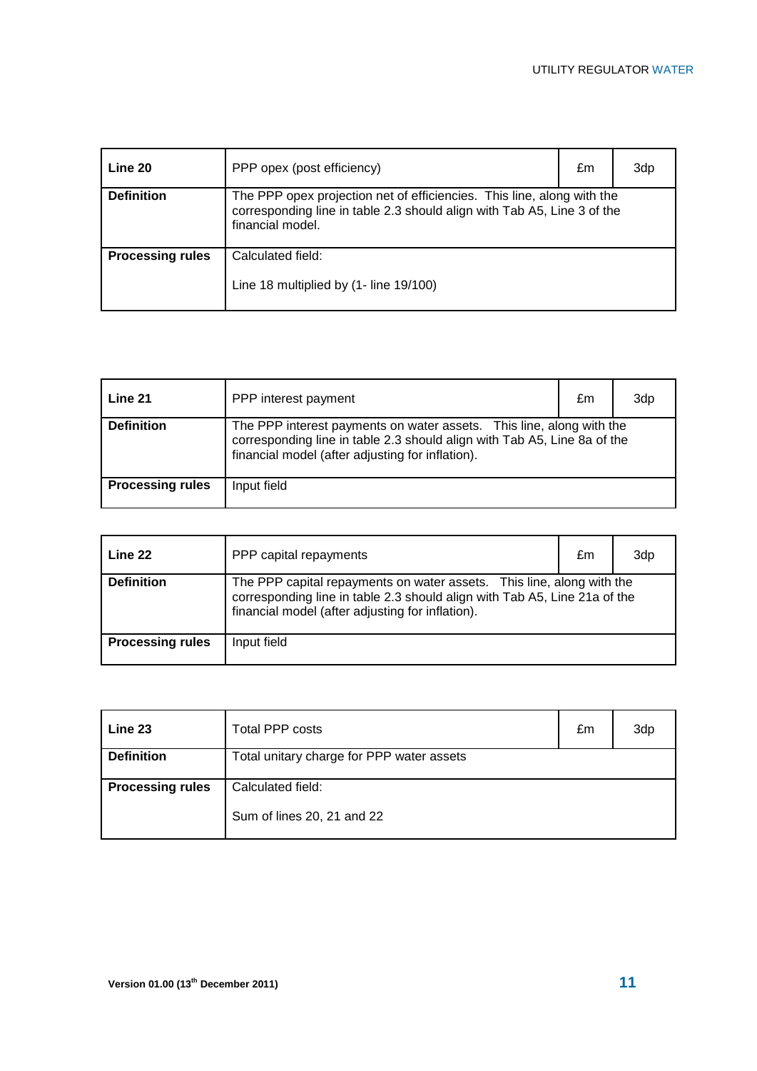| Line 20 | PPP opex (post efficiency) | £m | 3dp |
|---|---|---|---|
| **Definition** | The PPP opex projection net of efficiencies. This line, along with the corresponding line in table 2.3 should align with Tab A5, Line 3 of the financial model. | | |
| **Processing rules** | Calculated field:<br><br>Line 18 multiplied by (1- line 19/100) | | |

| Line 21 | PPP interest payment | £m | 3dp |
|---|---|---|---|
| **Definition** | The PPP interest payments on water assets. This line, along with the corresponding line in table 2.3 should align with Tab A5, Line 8a of the financial model (after adjusting for inflation). | | |
| **Processing rules** | Input field | | |

| Line 22 | PPP capital repayments | £m | 3dp |
|---|---|---|---|
| **Definition** | The PPP capital repayments on water assets. This line, along with the corresponding line in table 2.3 should align with Tab A5, Line 21a of the financial model (after adjusting for inflation). | | |
| **Processing rules** | Input field | | |

| Line 23 | Total PPP costs | £m | 3dp |
|---|---|---|---|
| **Definition** | Total unitary charge for PPP water assets | | |
| **Processing rules** | Calculated field:<br><br>Sum of lines 20, 21 and 22 | | |

Version 01.00 (13th December 2011)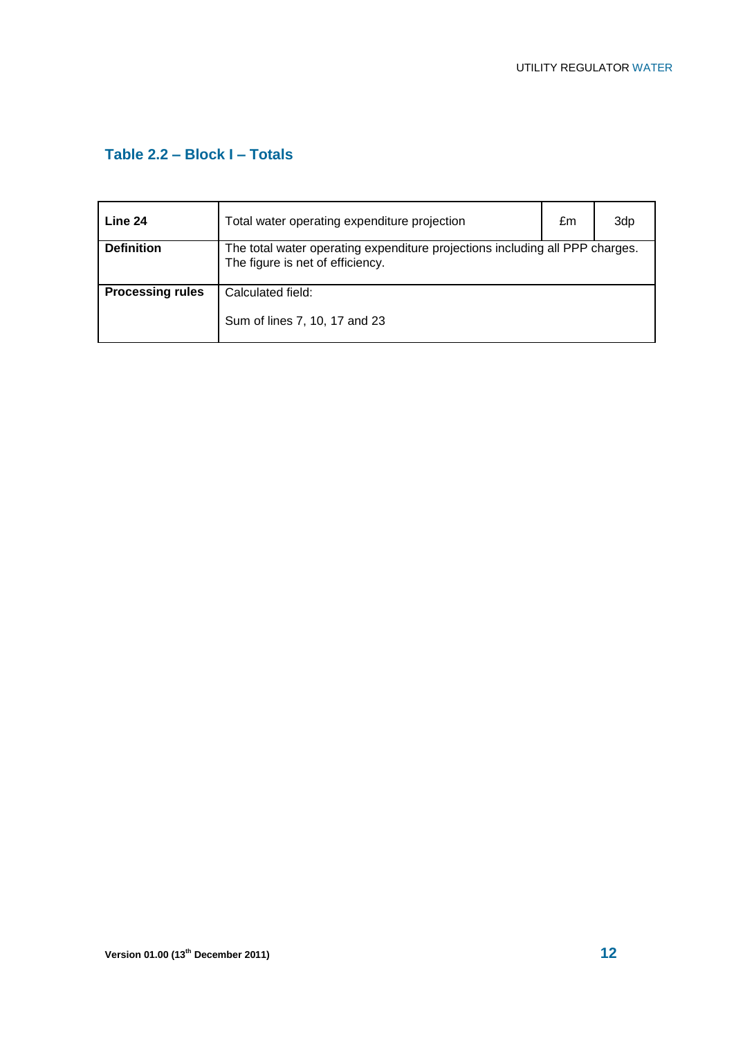## Table 2.2 – Block I – Totals

| **Line 24** | Total water operating expenditure projection | £m | 3dp |
|---|---|---|---|
| **Definition** | The total water operating expenditure projections including all PPP charges. The figure is net of efficiency. | | |
| **Processing rules** | Calculated field:<br><br>Sum of lines 7, 10, 17 and 23 | | |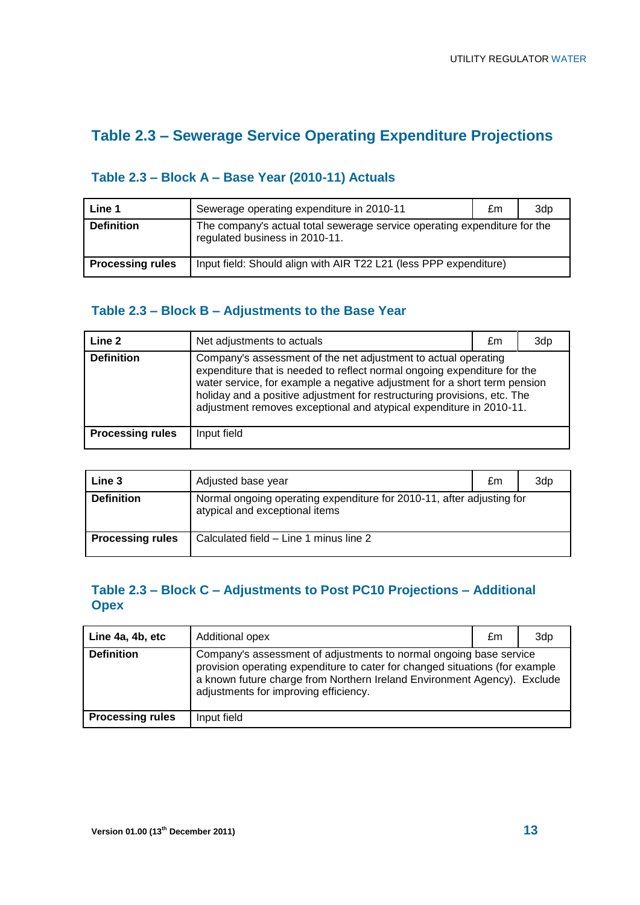## Table 2.3 – Sewerage Service Operating Expenditure Projections

### Table 2.3 – Block A – Base Year (2010-11) Actuals

| **Line 1** | Sewerage operating expenditure in 2010-11 | £m | 3dp |
|---|---|---|---|
| **Definition** | The company's actual total sewerage service operating expenditure for the regulated business in 2010-11. | | |
| **Processing rules** | Input field: Should align with AIR T22 L21 (less PPP expenditure) | | |

### Table 2.3 – Block B – Adjustments to the Base Year

| **Line 2** | Net adjustments to actuals | £m | 3dp |
|---|---|---|---|
| **Definition** | Company's assessment of the net adjustment to actual operating expenditure that is needed to reflect normal ongoing expenditure for the water service, for example a negative adjustment for a short term pension holiday and a positive adjustment for restructuring provisions, etc. The adjustment removes exceptional and atypical expenditure in 2010-11. | | |
| **Processing rules** | Input field | | |

| **Line 3** | Adjusted base year | £m | 3dp |
|---|---|---|---|
| **Definition** | Normal ongoing operating expenditure for 2010-11, after adjusting for atypical and exceptional items | | |
| **Processing rules** | Calculated field – Line 1 minus line 2 | | |

### Table 2.3 – Block C – Adjustments to Post PC10 Projections – Additional Opex

| **Line 4a, 4b, etc** | Additional opex | £m | 3dp |
|---|---|---|---|
| **Definition** | Company's assessment of adjustments to normal ongoing base service provision operating expenditure to cater for changed situations (for example a known future charge from Northern Ireland Environment Agency). Exclude adjustments for improving efficiency. | | |
| **Processing rules** | Input field | | |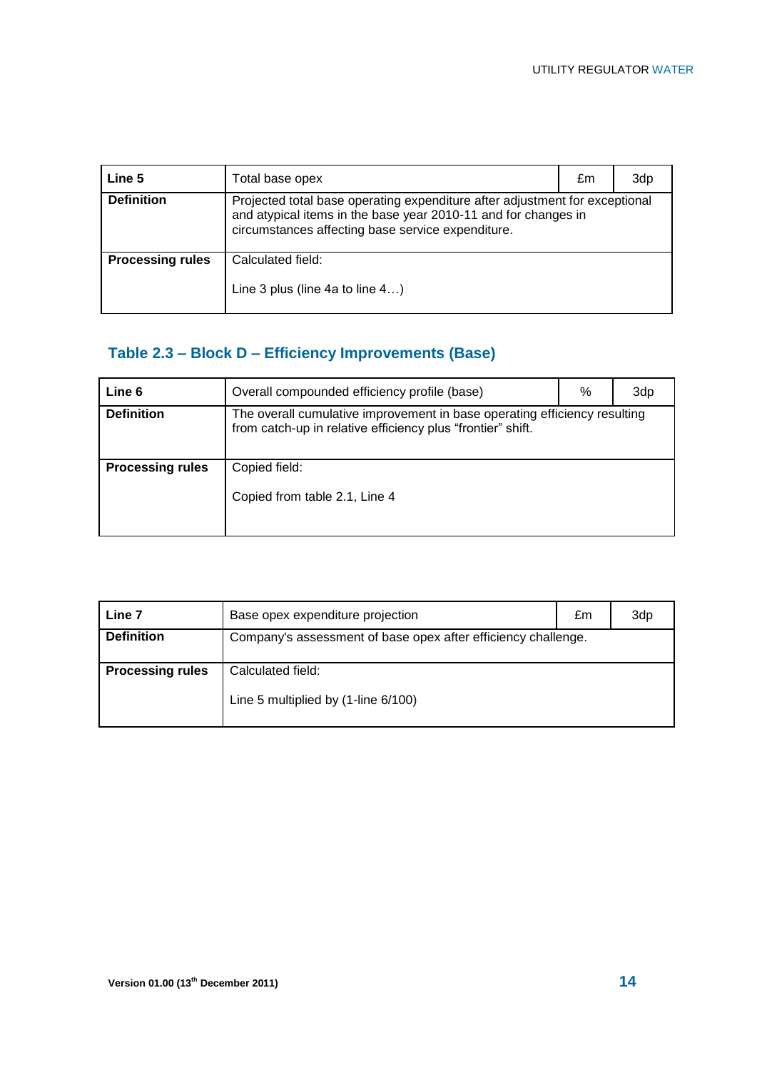| Line 5 | Total base opex | £m | 3dp |
|---|---|---|---|
| **Definition** | Projected total base operating expenditure after adjustment for exceptional and atypical items in the base year 2010-11 and for changes in circumstances affecting base service expenditure. | | |
| **Processing rules** | Calculated field:<br><br>Line 3 plus (line 4a to line 4…) | | |

## Table 2.3 – Block D – Efficiency Improvements (Base)

| Line 6 | Overall compounded efficiency profile (base) | % | 3dp |
|---|---|---|---|
| **Definition** | The overall cumulative improvement in base operating efficiency resulting from catch-up in relative efficiency plus "frontier" shift. | | |
| **Processing rules** | Copied field:<br><br>Copied from table 2.1, Line 4 | | |

| Line 7 | Base opex expenditure projection | £m | 3dp |
|---|---|---|---|
| **Definition** | Company's assessment of base opex after efficiency challenge. | | |
| **Processing rules** | Calculated field:<br><br>Line 5 multiplied by (1-line 6/100) | | |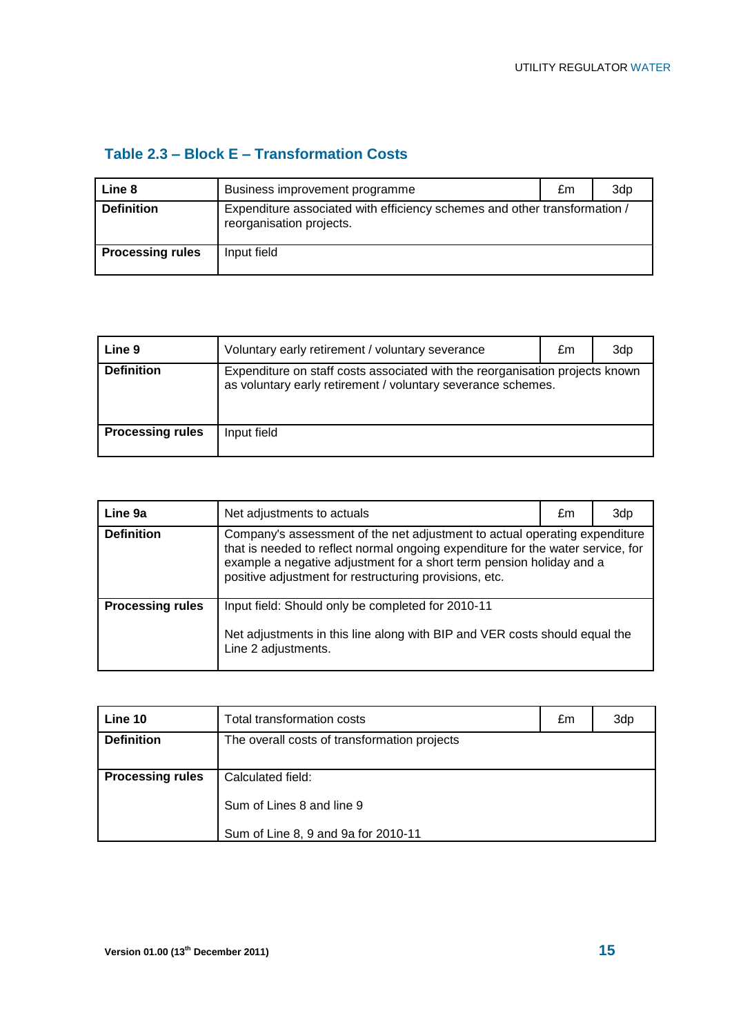### Table 2.3 – Block E – Transformation Costs

| Line 8 | Business improvement programme | £m | 3dp |
|---|---|---|---|
| **Definition** | Expenditure associated with efficiency schemes and other transformation / reorganisation projects. | | |
| **Processing rules** | Input field | | |

| Line 9 | Voluntary early retirement / voluntary severance | £m | 3dp |
|---|---|---|---|
| **Definition** | Expenditure on staff costs associated with the reorganisation projects known as voluntary early retirement / voluntary severance schemes. | | |
| **Processing rules** | Input field | | |

| Line 9a | Net adjustments to actuals | £m | 3dp |
|---|---|---|---|
| **Definition** | Company's assessment of the net adjustment to actual operating expenditure that is needed to reflect normal ongoing expenditure for the water service, for example a negative adjustment for a short term pension holiday and a positive adjustment for restructuring provisions, etc. | | |
| **Processing rules** | Input field: Should only be completed for 2010-11<br><br>Net adjustments in this line along with BIP and VER costs should equal the Line 2 adjustments. | | |

| Line 10 | Total transformation costs | £m | 3dp |
|---|---|---|---|
| **Definition** | The overall costs of transformation projects | | |
| **Processing rules** | Calculated field:<br><br>Sum of Lines 8 and line 9<br><br>Sum of Line 8, 9 and 9a for 2010-11 | | |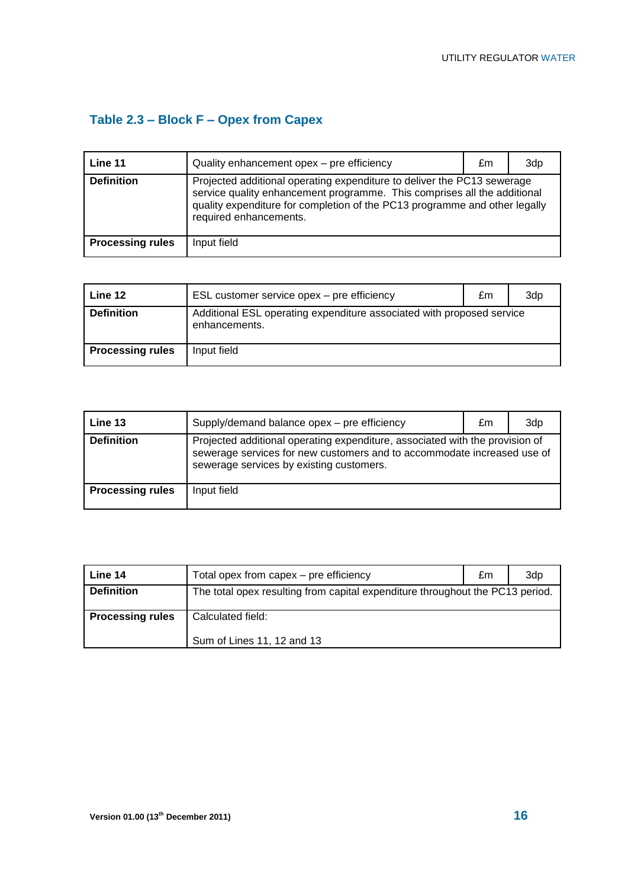## Table 2.3 – Block F – Opex from Capex

| Line 11 | Quality enhancement opex – pre efficiency | £m | 3dp |
|---|---|---|---|
| **Definition** | Projected additional operating expenditure to deliver the PC13 sewerage service quality enhancement programme. This comprises all the additional quality expenditure for completion of the PC13 programme and other legally required enhancements. | | |
| **Processing rules** | Input field | | |

| Line 12 | ESL customer service opex – pre efficiency | £m | 3dp |
|---|---|---|---|
| **Definition** | Additional ESL operating expenditure associated with proposed service enhancements. | | |
| **Processing rules** | Input field | | |

| Line 13 | Supply/demand balance opex – pre efficiency | £m | 3dp |
|---|---|---|---|
| **Definition** | Projected additional operating expenditure, associated with the provision of sewerage services for new customers and to accommodate increased use of sewerage services by existing customers. | | |
| **Processing rules** | Input field | | |

| Line 14 | Total opex from capex – pre efficiency | £m | 3dp |
|---|---|---|---|
| **Definition** | The total opex resulting from capital expenditure throughout the PC13 period. | | |
| **Processing rules** | Calculated field:<br><br>Sum of Lines 11, 12 and 13 | | |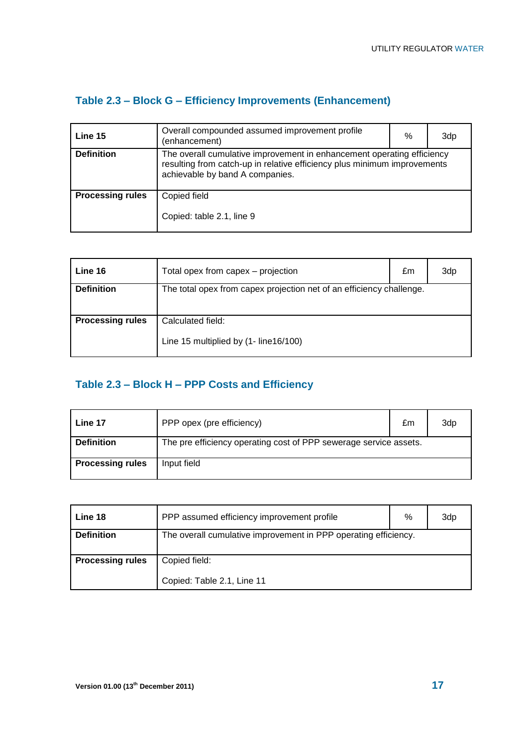### Table 2.3 – Block G – Efficiency Improvements (Enhancement)

| Line 15 | Overall compounded assumed improvement profile (enhancement) | % | 3dp |
|---|---|---|---|
| **Definition** | The overall cumulative improvement in enhancement operating efficiency resulting from catch-up in relative efficiency plus minimum improvements achievable by band A companies. | | |
| **Processing rules** | Copied field<br><br>Copied: table 2.1, line 9 | | |

| Line 16 | Total opex from capex – projection | £m | 3dp |
|---|---|---|---|
| **Definition** | The total opex from capex projection net of an efficiency challenge. | | |
| **Processing rules** | Calculated field:<br><br>Line 15 multiplied by (1- line16/100) | | |

### Table 2.3 – Block H – PPP Costs and Efficiency

| Line 17 | PPP opex (pre efficiency) | £m | 3dp |
|---|---|---|---|
| **Definition** | The pre efficiency operating cost of PPP sewerage service assets. | | |
| **Processing rules** | Input field | | |

| Line 18 | PPP assumed efficiency improvement profile | % | 3dp |
|---|---|---|---|
| **Definition** | The overall cumulative improvement in PPP operating efficiency. | | |
| **Processing rules** | Copied field:<br><br>Copied: Table 2.1, Line 11 | | |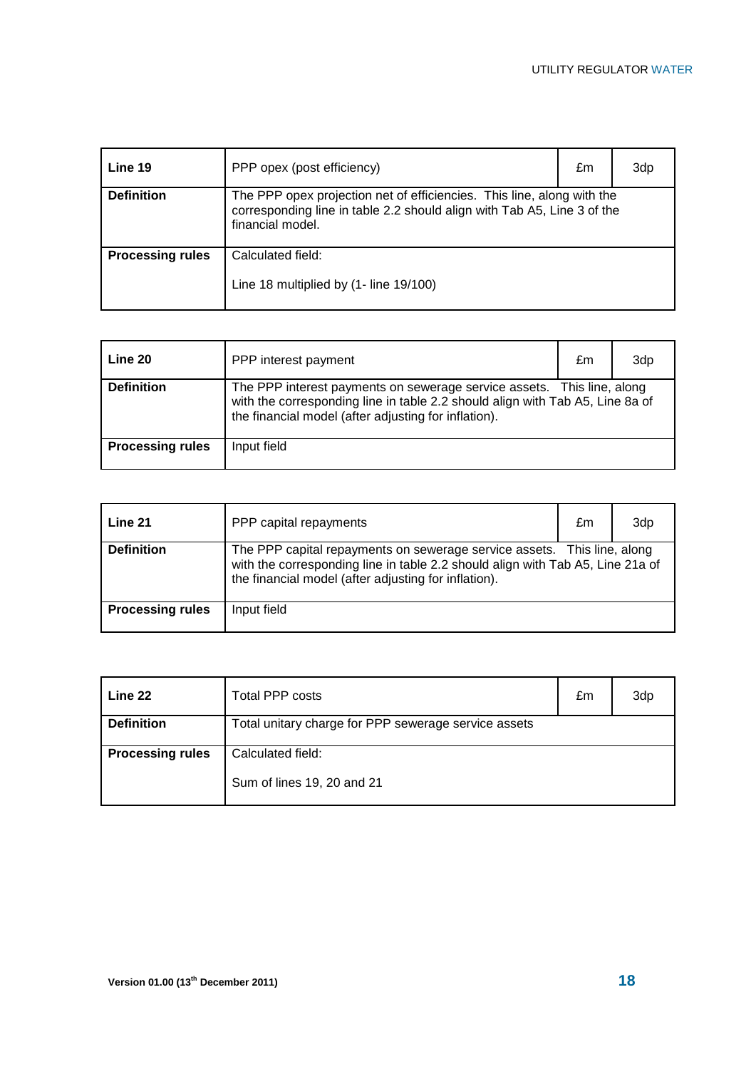| Line 19 | PPP opex (post efficiency) | £m | 3dp |
|---|---|---|---|
| **Definition** | The PPP opex projection net of efficiencies. This line, along with the corresponding line in table 2.2 should align with Tab A5, Line 3 of the financial model. | | |
| **Processing rules** | Calculated field:<br><br>Line 18 multiplied by (1- line 19/100) | | |

| Line 20 | PPP interest payment | £m | 3dp |
|---|---|---|---|
| **Definition** | The PPP interest payments on sewerage service assets. This line, along with the corresponding line in table 2.2 should align with Tab A5, Line 8a of the financial model (after adjusting for inflation). | | |
| **Processing rules** | Input field | | |

| Line 21 | PPP capital repayments | £m | 3dp |
|---|---|---|---|
| **Definition** | The PPP capital repayments on sewerage service assets. This line, along with the corresponding line in table 2.2 should align with Tab A5, Line 21a of the financial model (after adjusting for inflation). | | |
| **Processing rules** | Input field | | |

| Line 22 | Total PPP costs | £m | 3dp |
|---|---|---|---|
| **Definition** | Total unitary charge for PPP sewerage service assets | | |
| **Processing rules** | Calculated field:<br><br>Sum of lines 19, 20 and 21 | | |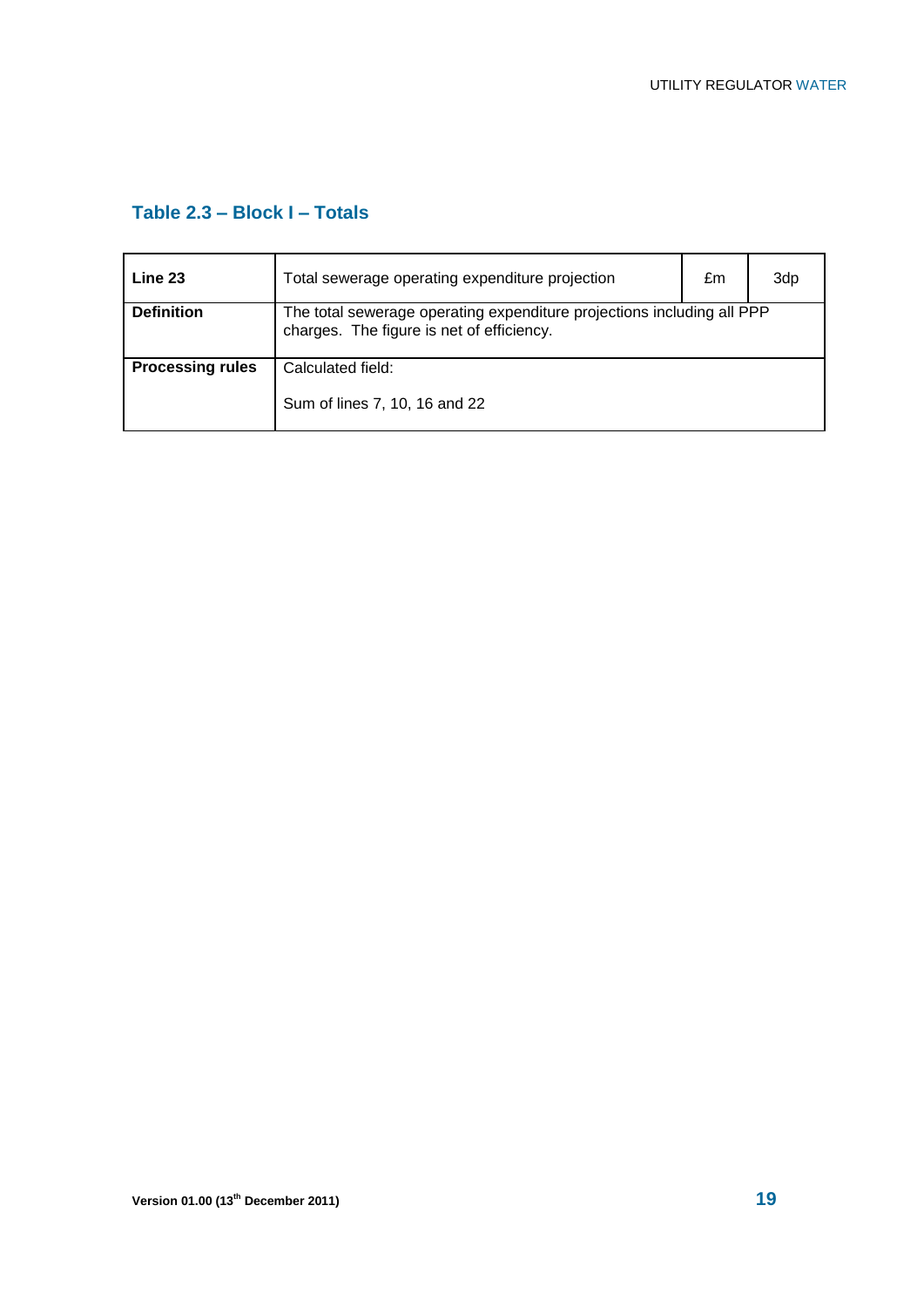### Table 2.3 – Block I – Totals

| **Line 23** | Total sewerage operating expenditure projection | £m | 3dp |
|---|---|---|---|
| **Definition** | The total sewerage operating expenditure projections including all PPP charges. The figure is net of efficiency. | | |
| **Processing rules** | Calculated field:<br><br>Sum of lines 7, 10, 16 and 22 | | |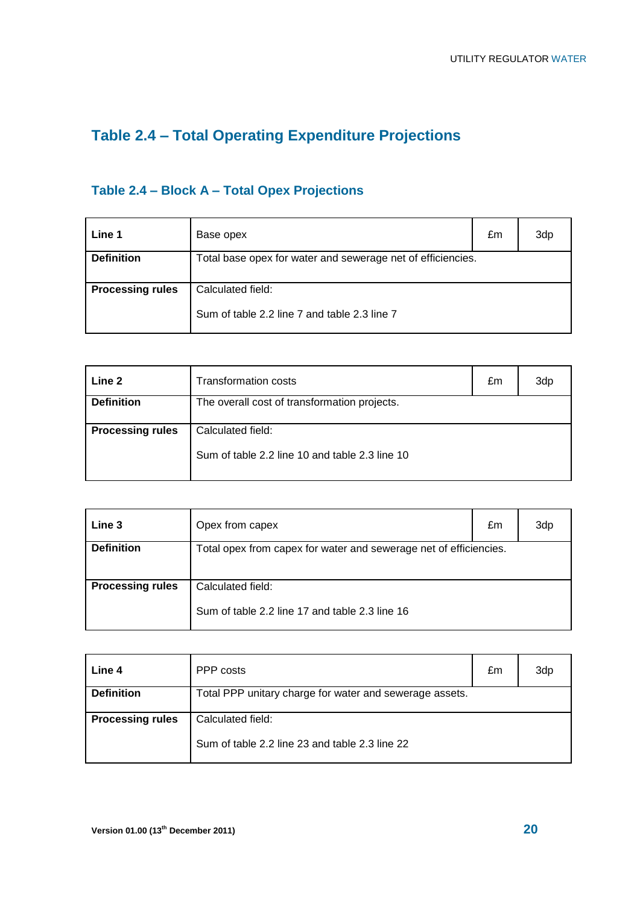## Table 2.4 – Total Operating Expenditure Projections

### Table 2.4 – Block A – Total Opex Projections

| **Line 1** | Base opex | £m | 3dp |
|---|---|---|---|
| **Definition** | Total base opex for water and sewerage net of efficiencies. | | |
| **Processing rules** | Calculated field:<br><br>Sum of table 2.2 line 7 and table 2.3 line 7 | | |

| **Line 2** | Transformation costs | £m | 3dp |
|---|---|---|---|
| **Definition** | The overall cost of transformation projects. | | |
| **Processing rules** | Calculated field:<br><br>Sum of table 2.2 line 10 and table 2.3 line 10 | | |

| **Line 3** | Opex from capex | £m | 3dp |
|---|---|---|---|
| **Definition** | Total opex from capex for water and sewerage net of efficiencies. | | |
| **Processing rules** | Calculated field:<br><br>Sum of table 2.2 line 17 and table 2.3 line 16 | | |

| **Line 4** | PPP costs | £m | 3dp |
|---|---|---|---|
| **Definition** | Total PPP unitary charge for water and sewerage assets. | | |
| **Processing rules** | Calculated field:<br><br>Sum of table 2.2 line 23 and table 2.3 line 22 | | |

Version 01.00 (13th December 2011)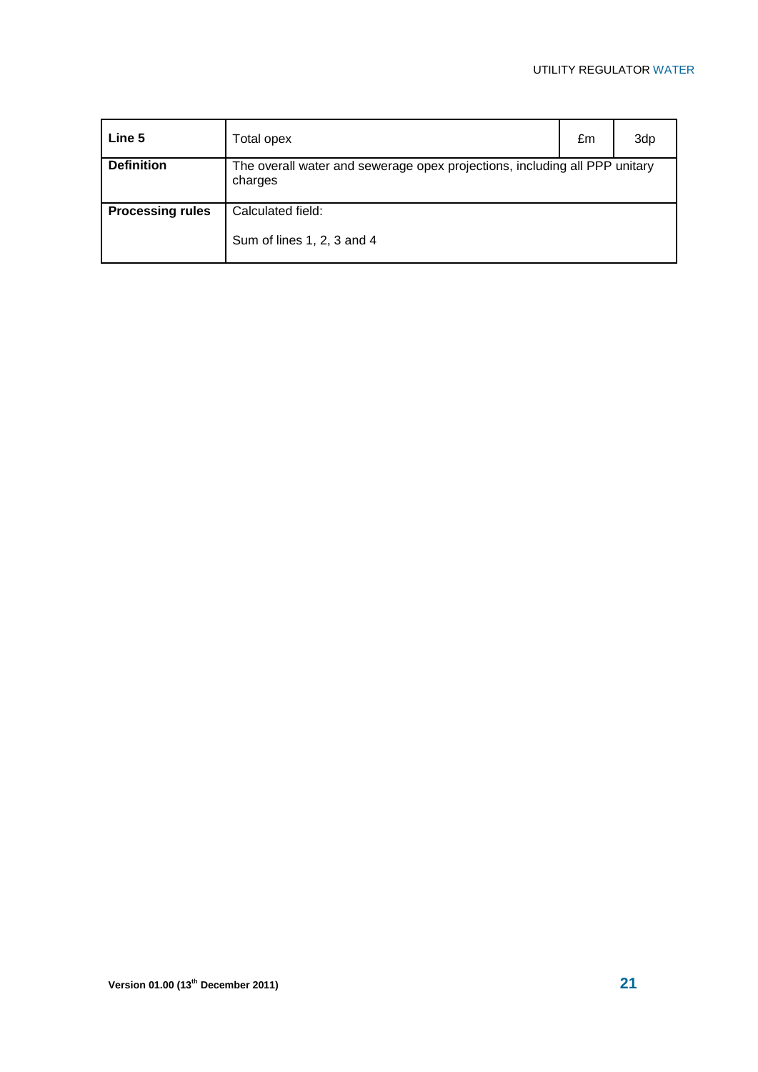| | | | |
|---|---|---|---|
| **Line 5** | Total opex | £m | 3dp |
| **Definition** | The overall water and sewerage opex projections, including all PPP unitary charges | | |
| **Processing rules** | Calculated field:<br><br>Sum of lines 1, 2, 3 and 4 | | |